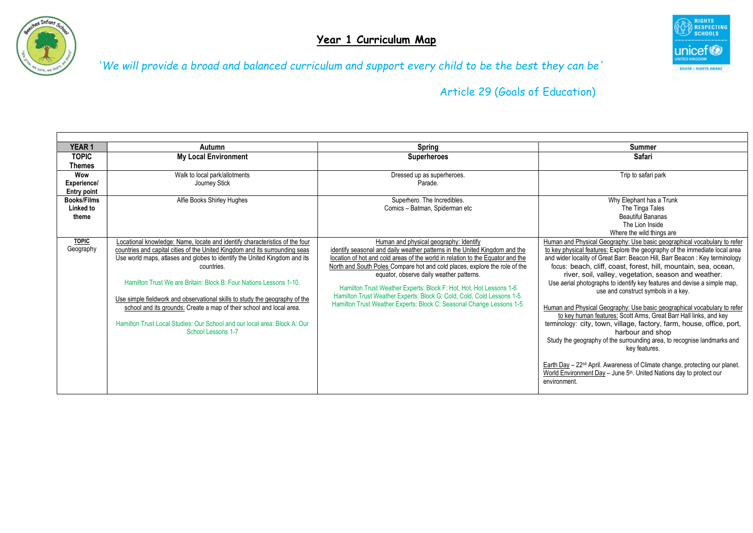# Year 1 Curriculum Map

*'We will provide a broad and balanced curriculum and support every child to be the best they can be'*

Article 29 (Goals of Education)

| YEAR 1 | Autumn | Spring | Summer |
|---|---|---|---|
| **TOPIC Themes** | **My Local Environment** | **Superheroes** | **Safari** |
| **Wow Experience/ Entry point** | Walk to local park/allotments<br>Journey Stick | Dressed up as superheroes.<br>Parade. | Trip to safari park |
| **Books/Films Linked to theme** | Alfie Books Shirley Hughes | Superhero. The Incredibles.<br>Comics – Batman, Spiderman etc | Why Elephant has a Trunk<br>The Tinga Tales<br>Beautiful Bananas<br>The Lion Inside<br>Where the wild things are |
| **TOPIC** Geography | Locational knowledge: Name, locate and identify characteristics of the four countries and capital cities of the United Kingdom and its surrounding seas Use world maps, atlases and globes to identify the United Kingdom and its countries.<br><br>Hamilton Trust We are Britain: Block B: Four Nations Lessons 1-10.<br><br>Use simple fieldwork and observational skills to study the geography of the school and its grounds: Create a map of their school and local area.<br><br>Hamilton Trust Local Studies: Our School and our local area: Block A: Our School Lessons 1-7 | Human and physical geography: Identify identify seasonal and daily weather patterns in the United Kingdom and the location of hot and cold areas of the world in relation to the Equator and the North and South Poles Compare hot and cold places, explore the role of the equator, observe daily weather patterns.<br><br>Hamilton Trust Weather Experts: Block F: Hot, Hot, Hot Lessons 1-6<br>Hamilton Trust Weather Experts: Block G: Cold, Cold, Cold Lessons 1-5.<br>Hamilton Trust Weather Experts: Block C: Seasonal Change Lessons 1-5. | Human and Physical Geography: Use basic geographical vocabulary to refer to key physical features: Explore the geography of the immediate local area and wider locality of Great Barr: Beacon Hill, Barr Beacon : Key terminology focus: beach, cliff, coast, forest, hill, mountain, sea, ocean, river, soil, valley, vegetation, season and weather.<br>Use aerial photographs to identify key features and devise a simple map, use and construct symbols in a key.<br><br>Human and Physical Geography: Use basic geographical vocabulary to refer to key human features: Scott Arms, Great Barr Hall links, and key terminology: city, town, village, factory, farm, house, office, port, harbour and shop<br>Study the geography of the surrounding area, to recognise landmarks and key features.<br><br>Earth Day – 22nd April. Awareness of Climate change, protecting our planet.<br>World Environment Day – June 5th. United Nations day to protect our environment. |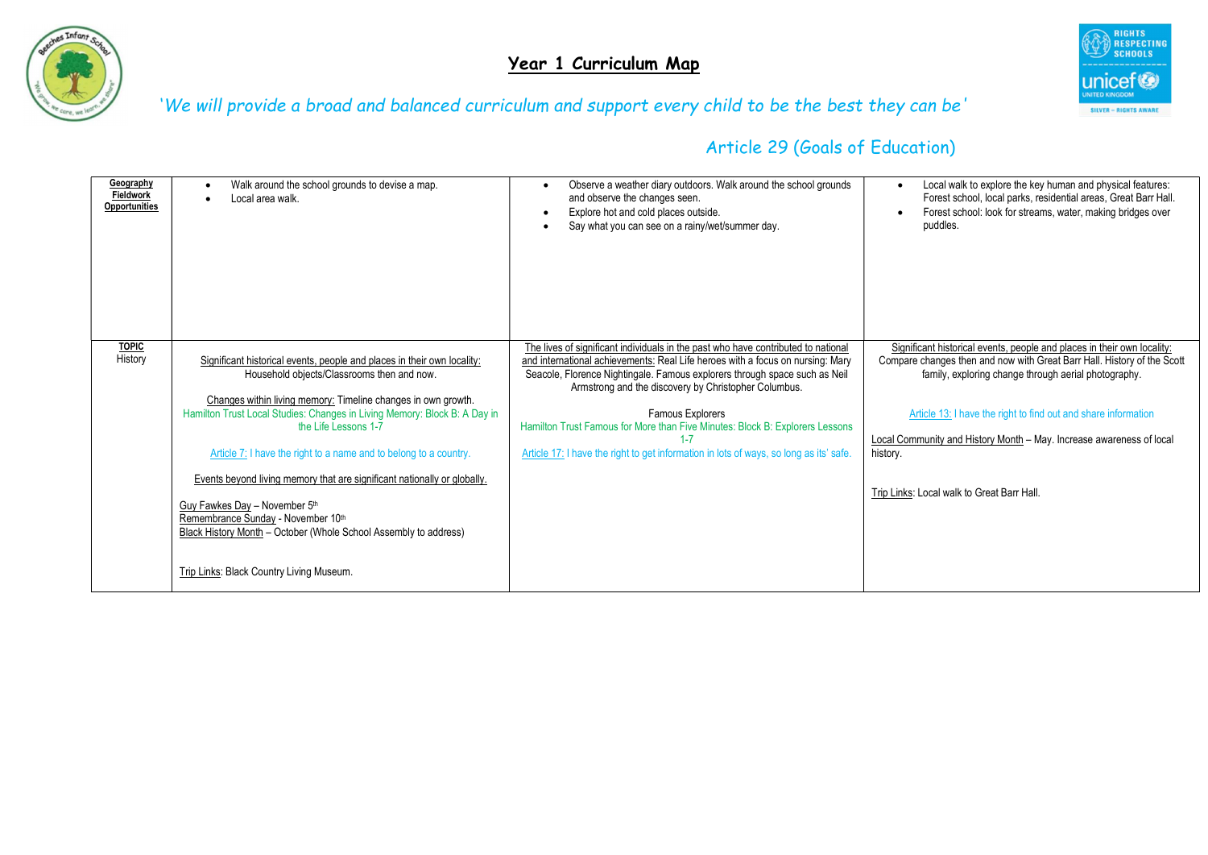# Year 1 Curriculum Map

*'We will provide a broad and balanced curriculum and support every child to be the best they can be'*

Article 29 (Goals of Education)

| | | | |
|---|---|---|---|
| **Geography Fieldwork Opportunities** | • Walk around the school grounds to devise a map.<br>• Local area walk. | • Observe a weather diary outdoors. Walk around the school grounds and observe the changes seen.<br>• Explore hot and cold places outside.<br>• Say what you can see on a rainy/wet/summer day. | • Local walk to explore the key human and physical features: Forest school, local parks, residential areas, Great Barr Hall.<br>• Forest school: look for streams, water, making bridges over puddles. |
| **TOPIC** History | Significant historical events, people and places in their own locality: Household objects/Classrooms then and now.<br><br>Changes within living memory: Timeline changes in own growth.<br>Hamilton Trust Local Studies: Changes in Living Memory: Block B: A Day in the Life Lessons 1-7<br><br>Article 7: I have the right to a name and to belong to a country.<br><br>Events beyond living memory that are significant nationally or globally.<br><br>Guy Fawkes Day – November 5th<br>Remembrance Sunday - November 10th<br>Black History Month – October (Whole School Assembly to address)<br><br>Trip Links: Black Country Living Museum. | The lives of significant individuals in the past who have contributed to national and international achievements: Real Life heroes with a focus on nursing: Mary Seacole, Florence Nightingale. Famous explorers through space such as Neil Armstrong and the discovery by Christopher Columbus.<br><br>Famous Explorers<br>Hamilton Trust Famous for More than Five Minutes: Block B: Explorers Lessons 1-7<br>Article 17: I have the right to get information in lots of ways, so long as its' safe. | Significant historical events, people and places in their own locality: Compare changes then and now with Great Barr Hall. History of the Scott family, exploring change through aerial photography.<br><br>Article 13: I have the right to find out and share information<br><br>Local Community and History Month – May. Increase awareness of local history.<br><br>Trip Links: Local walk to Great Barr Hall. |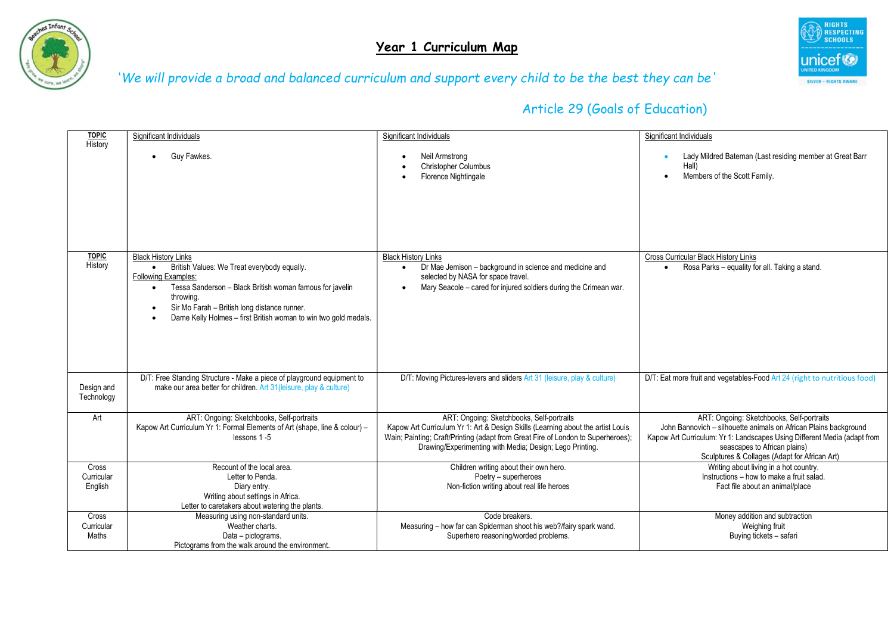# Year 1 Curriculum Map

*'We will provide a broad and balanced curriculum and support every child to be the best they can be'*

Article 29 (Goals of Education)

| | | | |
|---|---|---|---|
| **TOPIC** History | Significant Individuals<br>• Guy Fawkes. | Significant Individuals<br>• Neil Armstrong<br>• Christopher Columbus<br>• Florence Nightingale | Significant Individuals<br>• Lady Mildred Bateman (Last residing member at Great Barr Hall)<br>• Members of the Scott Family. |
| **TOPIC** History | Black History Links<br>• British Values: We Treat everybody equally.<br>Following Examples:<br>• Tessa Sanderson – Black British woman famous for javelin throwing.<br>• Sir Mo Farah – British long distance runner.<br>• Dame Kelly Holmes – first British woman to win two gold medals. | Black History Links<br>• Dr Mae Jemison – background in science and medicine and selected by NASA for space travel.<br>• Mary Seacole – cared for injured soldiers during the Crimean war. | Cross Curricular Black History Links<br>• Rosa Parks – equality for all. Taking a stand. |
| Design and Technology | D/T: Free Standing Structure - Make a piece of playground equipment to make our area better for children. Art 31(leisure, play & culture) | D/T: Moving Pictures-levers and sliders Art 31 (leisure, play & culture) | D/T: Eat more fruit and vegetables-Food Art 24 (right to nutritious food) |
| Art | ART: Ongoing: Sketchbooks, Self-portraits<br>Kapow Art Curriculum Yr 1: Formal Elements of Art (shape, line & colour) – lessons 1 -5 | ART: Ongoing: Sketchbooks, Self-portraits<br>Kapow Art Curriculum Yr 1: Art & Design Skills (Learning about the artist Louis Wain; Painting; Craft/Printing (adapt from Great Fire of London to Superheroes); Drawing/Experimenting with Media; Design; Lego Printing. | ART: Ongoing: Sketchbooks, Self-portraits<br>John Bannovich – silhouette animals on African Plains background<br>Kapow Art Curriculum: Yr 1: Landscapes Using Different Media (adapt from seascapes to African plains)<br>Sculptures & Collages (Adapt for African Art) |
| Cross Curricular English | Recount of the local area.<br>Letter to Penda.<br>Diary entry.<br>Writing about settings in Africa.<br>Letter to caretakers about watering the plants. | Children writing about their own hero.<br>Poetry – superheroes<br>Non-fiction writing about real life heroes | Writing about living in a hot country.<br>Instructions – how to make a fruit salad.<br>Fact file about an animal/place |
| Cross Curricular Maths | Measuring using non-standard units.<br>Weather charts.<br>Data – pictograms.<br>Pictograms from the walk around the environment. | Code breakers.<br>Measuring – how far can Spiderman shoot his web?/fairy spark wand.<br>Superhero reasoning/worded problems. | Money addition and subtraction<br>Weighing fruit<br>Buying tickets – safari |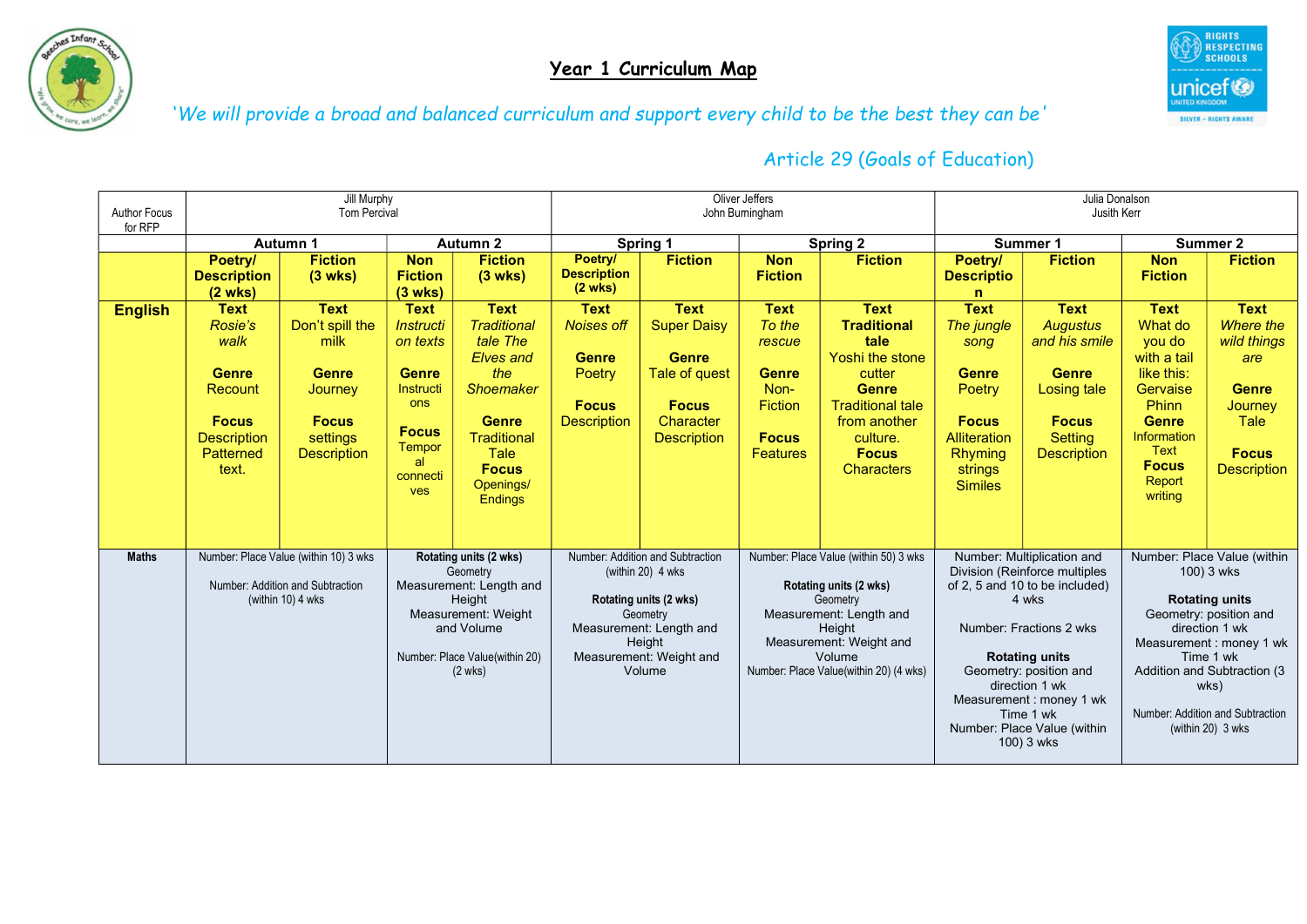# Year 1 Curriculum Map

*'We will provide a broad and balanced curriculum and support every child to be the best they can be'*

*Article 29 (Goals of Education)*

| Author Focus for RFP | Jill Murphy<br>Tom Percival | | | | Oliver Jeffers<br>John Burningham | | | | Julia Donalson<br>Jusith Kerr | | | |
|---|---|---|---|---|---|---|---|---|---|---|---|---|
| | **Autumn 1** | | **Autumn 2** | | **Spring 1** | | **Spring 2** | | **Summer 1** | | **Summer 2** | |
| | **Poetry/ Description (2 wks)** | **Fiction (3 wks)** | **Non Fiction (3 wks)** | **Fiction (3 wks)** | **Poetry/ Description (2 wks)** | **Fiction** | **Non Fiction** | **Fiction** | **Poetry/ Description** | **Fiction** | **Non Fiction** | **Fiction** |
| **English** | **Text** *Rosie's walk*<br>**Genre** Recount<br>**Focus** Description Patterned text. | **Text** Don't spill the milk<br>**Genre** Journey<br>**Focus** settings Description | **Text** *Instructions texts*<br>**Genre** Instructions<br>**Focus** Temporal connectives | **Text** *Traditional tale The Elves and the Shoemaker*<br>**Genre** Traditional Tale<br>**Focus** Openings/ Endings | **Text** *Noises off*<br>**Genre** Poetry<br>**Focus** Description | **Text** Super Daisy<br>**Genre** Tale of quest<br>**Focus** Character Description | **Text** *To the rescue*<br>**Genre** Non-Fiction<br>**Focus** Features | **Text** **Traditional tale** Yoshi the stone cutter<br>**Genre** Traditional tale from another culture.<br>**Focus** Characters | **Text** *The jungle song*<br>**Genre** Poetry<br>**Focus** Alliteration Rhyming strings Similes | **Text** *Augustus and his smile*<br>**Genre** Losing tale<br>**Focus** Setting Description | **Text** What do you do with a tail like this: Gervaise Phinn<br>**Genre** Information Text<br>**Focus** Report writing | **Text** *Where the wild things are*<br>**Genre** Journey Tale<br>**Focus** Description |
| **Maths** | Number: Place Value (within 10) 3 wks<br>Number: Addition and Subtraction (within 10) 4 wks | | **Rotating units (2 wks)** Geometry<br>Measurement: Length and Height<br>Measurement: Weight and Volume<br>Number: Place Value(within 20) (2 wks) | | Number: Addition and Subtraction (within 20) 4 wks<br>**Rotating units (2 wks)** Geometry<br>Measurement: Length and Height<br>Measurement: Weight and Volume | | Number: Place Value (within 50) 3 wks<br>**Rotating units (2 wks)** Geometry<br>Measurement: Length and Height<br>Measurement: Weight and Volume<br>Number: Place Value(within 20) (4 wks) | | Number: Multiplication and Division (Reinforce multiples of 2, 5 and 10 to be included) 4 wks<br>Number: Fractions 2 wks<br>**Rotating units** Geometry: position and direction 1 wk<br>Measurement : money 1 wk<br>Time 1 wk<br>Number: Place Value (within 100) 3 wks | | Number: Place Value (within 100) 3 wks<br>**Rotating units** Geometry: position and direction 1 wk<br>Measurement : money 1 wk<br>Time 1 wk<br>Addition and Subtraction (3 wks)<br>Number: Addition and Subtraction (within 20) 3 wks | |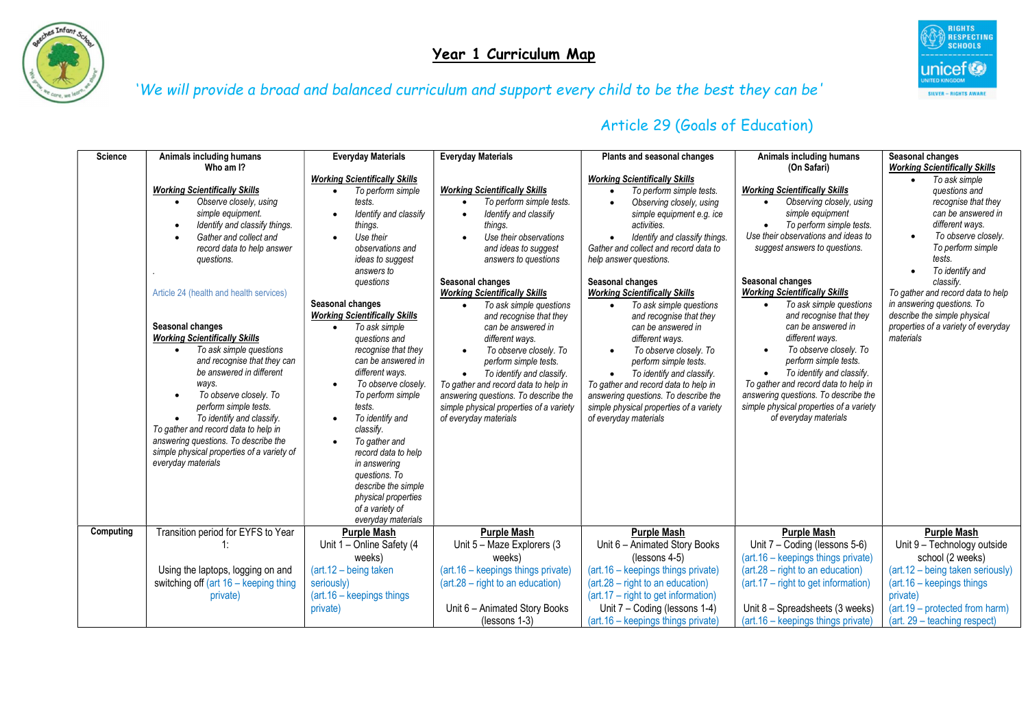# Year 1 Curriculum Map

*'We will provide a broad and balanced curriculum and support every child to be the best they can be'*

Article 29 (Goals of Education)

| Science | **Animals including humans Who am I?**<br><br>***Working Scientifically Skills***<br>• *Observe closely, using simple equipment.*<br>• *Identify and classify things.*<br>• *Gather and collect and record data to help answer questions.*<br>.<br><br>Article 24 (health and health services)<br><br>**Seasonal changes**<br>***Working Scientifically Skills***<br>• *To ask simple questions and recognise that they can be answered in different ways.*<br>• *To observe closely. To perform simple tests.*<br>• *To identify and classify.*<br>*To gather and record data to help in answering questions. To describe the simple physical properties of a variety of everyday materials* | **Everyday Materials**<br><br>***Working Scientifically Skills***<br>• *To perform simple tests.*<br>• *Identify and classify things.*<br>• *Use their observations and ideas to suggest answers to questions*<br><br>**Seasonal changes**<br>***Working Scientifically Skills***<br>• *To ask simple questions and recognise that they can be answered in different ways.*<br>• *To observe closely. To perform simple tests.*<br>• *To identify and classify.*<br>• *To gather and record data to help in answering questions. To describe the simple physical properties of a variety of everyday materials* | **Everyday Materials**<br><br>***Working Scientifically Skills***<br>• *To perform simple tests.*<br>• *Identify and classify things.*<br>• *Use their observations and ideas to suggest answers to questions*<br><br>**Seasonal changes**<br>***Working Scientifically Skills***<br>• *To ask simple questions and recognise that they can be answered in different ways.*<br>• *To observe closely. To perform simple tests.*<br>• *To identify and classify.*<br>*To gather and record data to help in answering questions. To describe the simple physical properties of a variety of everyday materials* | **Plants and seasonal changes**<br><br>***Working Scientifically Skills***<br>• *To perform simple tests.*<br>• *Observing closely, using simple equipment e.g. ice activities.*<br>• *Identify and classify things.*<br>*Gather and collect and record data to help answer questions.*<br><br>**Seasonal changes**<br>***Working Scientifically Skills***<br>• *To ask simple questions and recognise that they can be answered in different ways.*<br>• *To observe closely. To perform simple tests.*<br>• *To identify and classify.*<br>*To gather and record data to help in answering questions. To describe the simple physical properties of a variety of everyday materials* | **Animals including humans (On Safari)**<br><br>***Working Scientifically Skills***<br>• *Observing closely, using simple equipment*<br>• *To perform simple tests.*<br>*Use their observations and ideas to suggest answers to questions.*<br><br>**Seasonal changes**<br>***Working Scientifically Skills***<br>• *To ask simple questions and recognise that they can be answered in different ways.*<br>• *To observe closely. To perform simple tests.*<br>• *To identify and classify.*<br>*To gather and record data to help in answering questions. To describe the simple physical properties of a variety of everyday materials* | **Seasonal changes**<br>***Working Scientifically Skills***<br>• *To ask simple questions and recognise that they can be answered in different ways.*<br>• *To observe closely. To perform simple tests.*<br>• *To identify and classify.*<br>*To gather and record data to help in answering questions. To describe the simple physical properties of a variety of everyday materials* |
|---|---|---|---|---|---|---|
| **Computing** | Transition period for EYFS to Year 1:<br><br>Using the laptops, logging on and switching off (art 16 – keeping thing private) | **Purple Mash**<br>Unit 1 – Online Safety (4 weeks)<br>(art.12 – being taken seriously)<br>(art.16 – keepings things private) | **Purple Mash**<br>Unit 5 – Maze Explorers (3 weeks)<br>(art.16 – keepings things private)<br>(art.28 – right to an education)<br><br>Unit 6 – Animated Story Books (lessons 1-3) | **Purple Mash**<br>Unit 6 – Animated Story Books (lessons 4-5)<br>(art.16 – keepings things private)<br>(art.28 – right to an education)<br>(art.17 – right to get information)<br>Unit 7 – Coding (lessons 1-4)<br>(art.16 – keepings things private) | **Purple Mash**<br>Unit 7 – Coding (lessons 5-6)<br>(art.16 – keepings things private)<br>(art.28 – right to an education)<br>(art.17 – right to get information)<br><br>Unit 8 – Spreadsheets (3 weeks)<br>(art.16 – keepings things private) | **Purple Mash**<br>Unit 9 – Technology outside school (2 weeks)<br>(art.12 – being taken seriously)<br>(art.16 – keepings things private)<br>(art.19 – protected from harm)<br>(art. 29 – teaching respect) |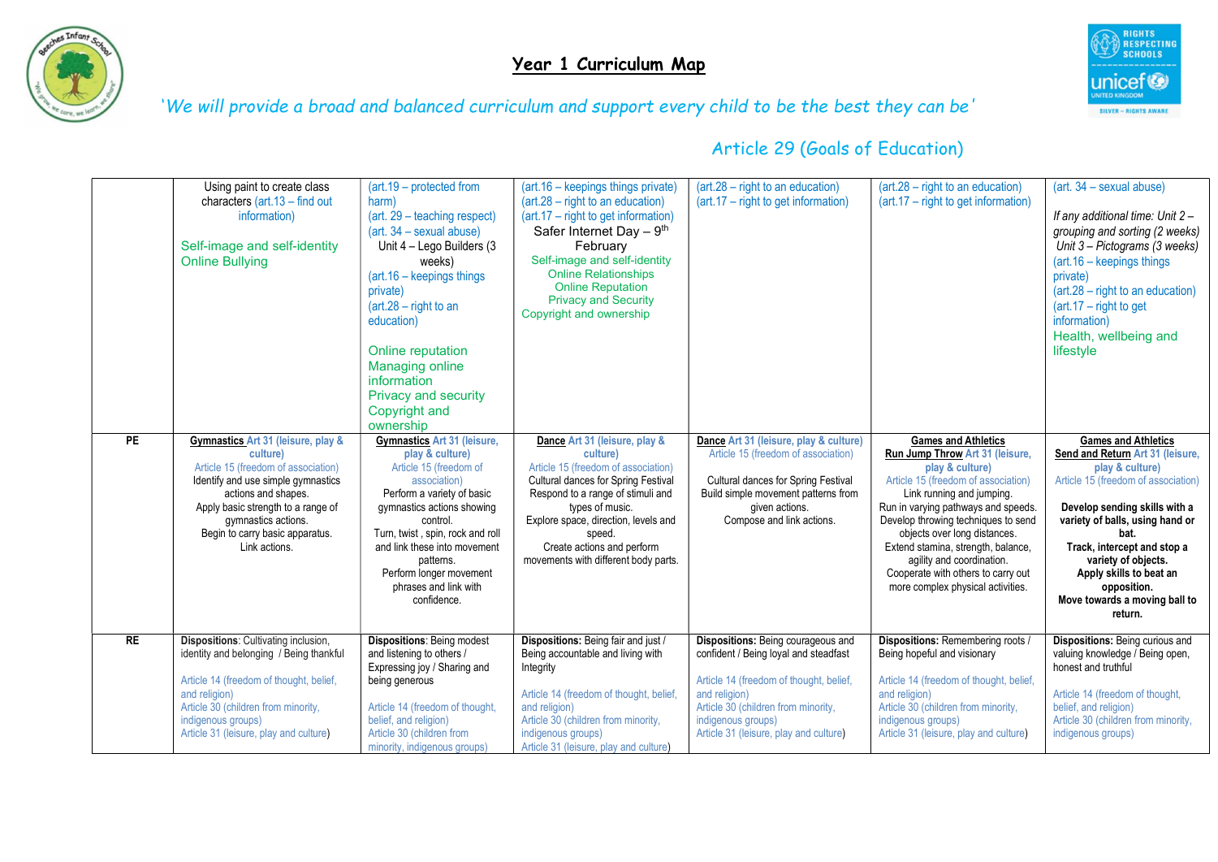# Year 1 Curriculum Map

*'We will provide a broad and balanced curriculum and support every child to be the best they can be'*

## Article 29 (Goals of Education)

| | | | | | | |
|---|---|---|---|---|---|---|
| | Using paint to create class characters (art.13 – find out information)<br><br>Self-image and self-identity<br>Online Bullying | (art.19 – protected from harm)<br>(art. 29 – teaching respect)<br>(art. 34 – sexual abuse)<br>Unit 4 – Lego Builders (3 weeks)<br>(art.16 – keepings things private)<br>(art.28 – right to an education)<br><br>Online reputation<br>Managing online information<br>Privacy and security<br>Copyright and ownership | (art.16 – keepings things private)<br>(art.28 – right to an education)<br>(art.17 – right to get information)<br>Safer Internet Day – 9th February<br>Self-image and self-identity<br>Online Relationships<br>Online Reputation<br>Privacy and Security<br>Copyright and ownership | (art.28 – right to an education)<br>(art.17 – right to get information) | (art.28 – right to an education)<br>(art.17 – right to get information) | (art. 34 – sexual abuse)<br><br>*If any additional time: Unit 2 – grouping and sorting (2 weeks)*<br>*Unit 3 – Pictograms (3 weeks)*<br>(art.16 – keepings things private)<br>(art.28 – right to an education)<br>(art.17 – right to get information)<br>Health, wellbeing and lifestyle |
| **PE** | **Gymnastics** **Art 31 (leisure, play & culture)**<br>Article 15 (freedom of association)<br>Identify and use simple gymnastics actions and shapes.<br>Apply basic strength to a range of gymnastics actions.<br>Begin to carry basic apparatus.<br>Link actions. | **Gymnastics** **Art 31 (leisure, play & culture)**<br>Article 15 (freedom of association)<br>Perform a variety of basic gymnastics actions showing control.<br>Turn, twist , spin, rock and roll and link these into movement patterns.<br>Perform longer movement phrases and link with confidence. | **Dance** **Art 31 (leisure, play & culture)**<br>Article 15 (freedom of association)<br>Cultural dances for Spring Festival<br>Respond to a range of stimuli and types of music.<br>Explore space, direction, levels and speed.<br>Create actions and perform movements with different body parts. | **Dance** **Art 31 (leisure, play & culture)**<br>Article 15 (freedom of association)<br><br>Cultural dances for Spring Festival<br>Build simple movement patterns from given actions.<br>Compose and link actions. | **Games and Athletics**<br>**Run Jump Throw** **Art 31 (leisure, play & culture)**<br>Article 15 (freedom of association)<br>Link running and jumping.<br>Run in varying pathways and speeds.<br>Develop throwing techniques to send objects over long distances.<br>Extend stamina, strength, balance, agility and coordination.<br>Cooperate with others to carry out more complex physical activities. | **Games and Athletics**<br>**Send and Return** **Art 31 (leisure, play & culture)**<br>Article 15 (freedom of association)<br><br>**Develop sending skills with a variety of balls, using hand or bat.**<br>**Track, intercept and stop a variety of objects.**<br>**Apply skills to beat an opposition.**<br>**Move towards a moving ball to return.** |
| **RE** | **Dispositions**: Cultivating inclusion, identity and belonging / Being thankful<br><br>Article 14 (freedom of thought, belief, and religion)<br>Article 30 (children from minority, indigenous groups)<br>Article 31 (leisure, play and culture) | **Dispositions**: Being modest and listening to others / Expressing joy / Sharing and being generous<br><br>Article 14 (freedom of thought, belief, and religion)<br>Article 30 (children from minority, indigenous groups) | **Dispositions:** Being fair and just / Being accountable and living with Integrity<br><br>Article 14 (freedom of thought, belief, and religion)<br>Article 30 (children from minority, indigenous groups)<br>Article 31 (leisure, play and culture) | **Dispositions:** Being courageous and confident / Being loyal and steadfast<br><br>Article 14 (freedom of thought, belief, and religion)<br>Article 30 (children from minority, indigenous groups)<br>Article 31 (leisure, play and culture) | **Dispositions:** Remembering roots / Being hopeful and visionary<br><br>Article 14 (freedom of thought, belief, and religion)<br>Article 30 (children from minority, indigenous groups)<br>Article 31 (leisure, play and culture) | **Dispositions:** Being curious and valuing knowledge / Being open, honest and truthful<br><br>Article 14 (freedom of thought, belief, and religion)<br>Article 30 (children from minority, indigenous groups) |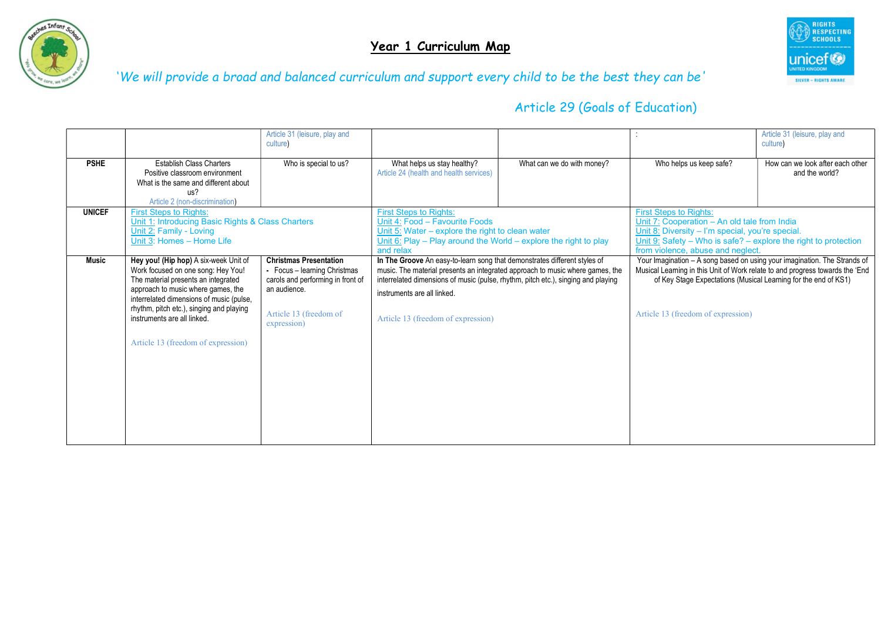# Year 1 Curriculum Map

*'We will provide a broad and balanced curriculum and support every child to be the best they can be'*

Article 29 (Goals of Education)

| | | | | | | |
|---|---|---|---|---|---|---|
| | | Article 31 (leisure, play and culture) | | | : | Article 31 (leisure, play and culture) |
| **PSHE** | Establish Class Charters<br>Positive classroom environment<br>What is the same and different about us?<br>Article 2 (non-discrimination) | Who is special to us? | What helps us stay healthy?<br>Article 24 (health and health services) | What can we do with money? | Who helps us keep safe? | How can we look after each other and the world? |
| **UNICEF** | First Steps to Rights:<br>Unit 1: Introducing Basic Rights & Class Charters<br>Unit 2: Family - Loving<br>Unit 3: Homes – Home Life | | First Steps to Rights:<br>Unit 4: Food – Favourite Foods<br>Unit 5: Water – explore the right to clean water<br>Unit 6: Play – Play around the World – explore the right to play and relax | | First Steps to Rights:<br>Unit 7: Cooperation – An old tale from India<br>Unit 8: Diversity – I'm special, you're special.<br>Unit 9: Safety – Who is safe? – explore the right to protection from violence, abuse and neglect. | |
| **Music** | **Hey you! (Hip hop)** A six-week Unit of Work focused on one song: Hey You! The material presents an integrated approach to music where games, the interrelated dimensions of music (pulse, rhythm, pitch etc.), singing and playing instruments are all linked.<br><br>Article 13 (freedom of expression) | **Christmas Presentation**<br>- Focus – learning Christmas carols and performing in front of an audience.<br><br>Article 13 (freedom of expression) | **In The Groove** An easy-to-learn song that demonstrates different styles of music. The material presents an integrated approach to music where games, the interrelated dimensions of music (pulse, rhythm, pitch etc.), singing and playing instruments are all linked.<br><br>Article 13 (freedom of expression) | | Your Imagination – A song based on using your imagination. The Strands of Musical Learning in this Unit of Work relate to and progress towards the 'End of Key Stage Expectations (Musical Learning for the end of KS1)<br><br>Article 13 (freedom of expression) | |